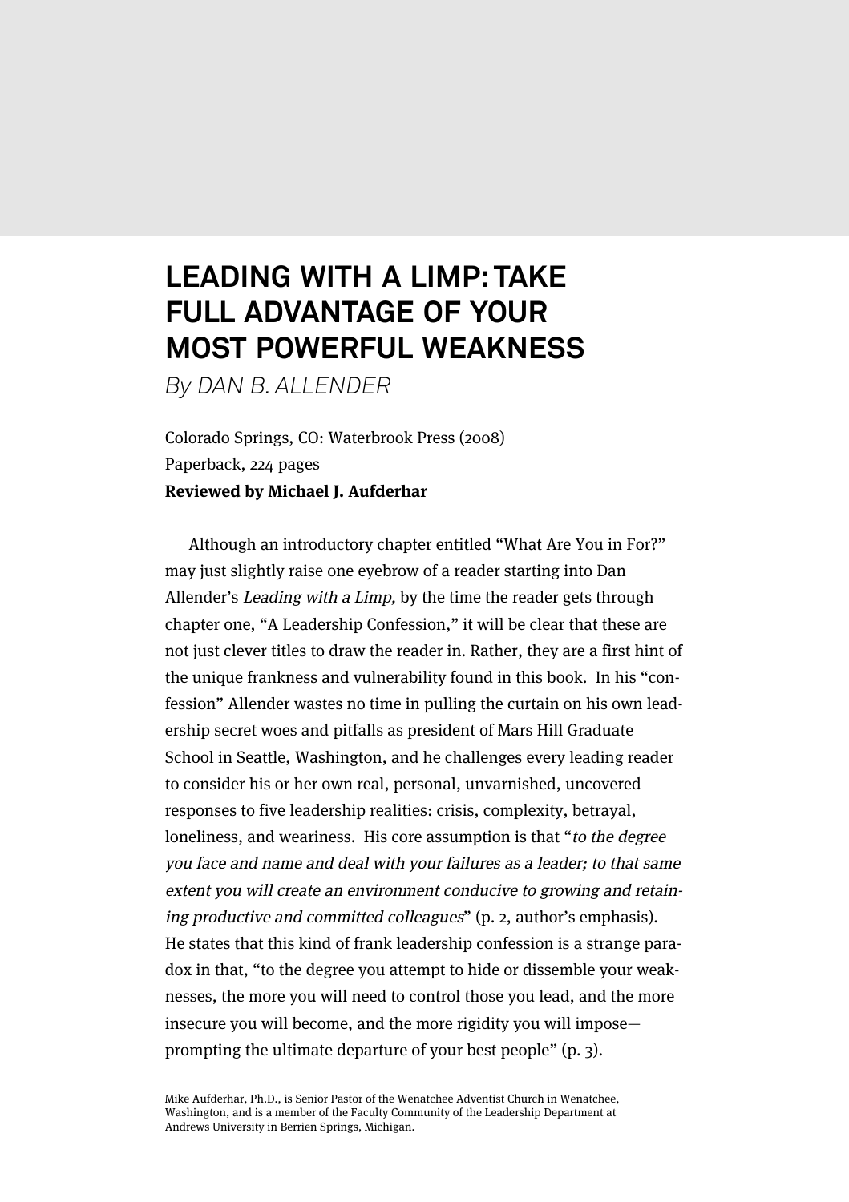# LEADING WITH A LIMP: TAKE FULL ADVANTAGE OF YOUR MOST POWERFUL WEAKNESS

*By DAN B. ALLENDER*

Colorado Springs, CO: Waterbrook Press (2008)
Paperback, 224 pages
**Reviewed by Michael J. Aufderhar**

Although an introductory chapter entitled "What Are You in For?" may just slightly raise one eyebrow of a reader starting into Dan Allender's *Leading with a Limp,* by the time the reader gets through chapter one, "A Leadership Confession," it will be clear that these are not just clever titles to draw the reader in. Rather, they are a first hint of the unique frankness and vulnerability found in this book. In his "confession" Allender wastes no time in pulling the curtain on his own leadership secret woes and pitfalls as president of Mars Hill Graduate School in Seattle, Washington, and he challenges every leading reader to consider his or her own real, personal, unvarnished, uncovered responses to five leadership realities: crisis, complexity, betrayal, loneliness, and weariness. His core assumption is that "*to the degree you face and name and deal with your failures as a leader; to that same extent you will create an environment conducive to growing and retaining productive and committed colleagues*" (p. 2, author's emphasis). He states that this kind of frank leadership confession is a strange paradox in that, "to the degree you attempt to hide or dissemble your weaknesses, the more you will need to control those you lead, and the more insecure you will become, and the more rigidity you will impose—prompting the ultimate departure of your best people" (p. 3).

Mike Aufderhar, Ph.D., is Senior Pastor of the Wenatchee Adventist Church in Wenatchee, Washington, and is a member of the Faculty Community of the Leadership Department at Andrews University in Berrien Springs, Michigan.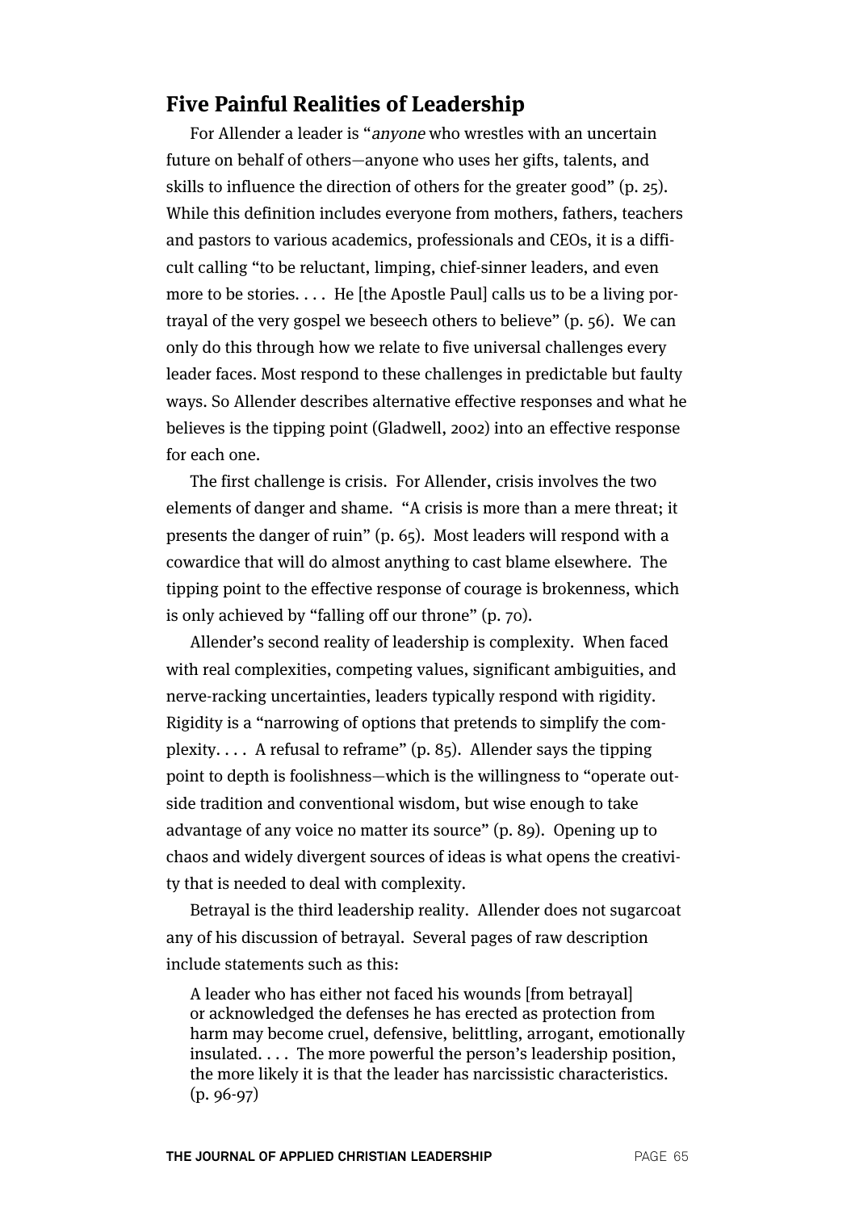## Five Painful Realities of Leadership

For Allender a leader is "*anyone* who wrestles with an uncertain future on behalf of others—anyone who uses her gifts, talents, and skills to influence the direction of others for the greater good" (p. 25). While this definition includes everyone from mothers, fathers, teachers and pastors to various academics, professionals and CEOs, it is a difficult calling "to be reluctant, limping, chief-sinner leaders, and even more to be stories. . . . He [the Apostle Paul] calls us to be a living portrayal of the very gospel we beseech others to believe" (p. 56). We can only do this through how we relate to five universal challenges every leader faces. Most respond to these challenges in predictable but faulty ways. So Allender describes alternative effective responses and what he believes is the tipping point (Gladwell, 2002) into an effective response for each one.

The first challenge is crisis. For Allender, crisis involves the two elements of danger and shame. "A crisis is more than a mere threat; it presents the danger of ruin" (p. 65). Most leaders will respond with a cowardice that will do almost anything to cast blame elsewhere. The tipping point to the effective response of courage is brokenness, which is only achieved by "falling off our throne" (p. 70).

Allender's second reality of leadership is complexity. When faced with real complexities, competing values, significant ambiguities, and nerve-racking uncertainties, leaders typically respond with rigidity. Rigidity is a "narrowing of options that pretends to simplify the complexity. . . . A refusal to reframe" (p. 85). Allender says the tipping point to depth is foolishness—which is the willingness to "operate outside tradition and conventional wisdom, but wise enough to take advantage of any voice no matter its source" (p. 89). Opening up to chaos and widely divergent sources of ideas is what opens the creativity that is needed to deal with complexity.

Betrayal is the third leadership reality. Allender does not sugarcoat any of his discussion of betrayal. Several pages of raw description include statements such as this:

> A leader who has either not faced his wounds [from betrayal] or acknowledged the defenses he has erected as protection from harm may become cruel, defensive, belittling, arrogant, emotionally insulated. . . . The more powerful the person's leadership position, the more likely it is that the leader has narcissistic characteristics. (p. 96-97)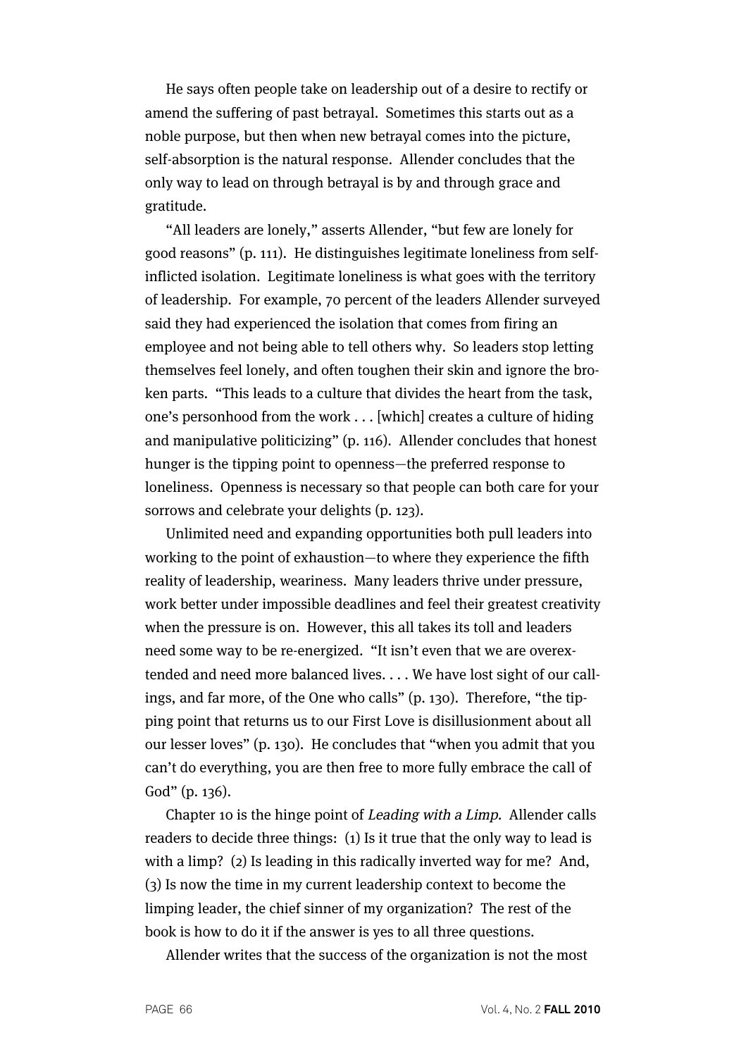He says often people take on leadership out of a desire to rectify or amend the suffering of past betrayal. Sometimes this starts out as a noble purpose, but then when new betrayal comes into the picture, self-absorption is the natural response. Allender concludes that the only way to lead on through betrayal is by and through grace and gratitude.

"All leaders are lonely," asserts Allender, "but few are lonely for good reasons" (p. 111). He distinguishes legitimate loneliness from self-inflicted isolation. Legitimate loneliness is what goes with the territory of leadership. For example, 70 percent of the leaders Allender surveyed said they had experienced the isolation that comes from firing an employee and not being able to tell others why. So leaders stop letting themselves feel lonely, and often toughen their skin and ignore the broken parts. "This leads to a culture that divides the heart from the task, one's personhood from the work . . . [which] creates a culture of hiding and manipulative politicizing" (p. 116). Allender concludes that honest hunger is the tipping point to openness—the preferred response to loneliness. Openness is necessary so that people can both care for your sorrows and celebrate your delights (p. 123).

Unlimited need and expanding opportunities both pull leaders into working to the point of exhaustion—to where they experience the fifth reality of leadership, weariness. Many leaders thrive under pressure, work better under impossible deadlines and feel their greatest creativity when the pressure is on. However, this all takes its toll and leaders need some way to be re-energized. "It isn't even that we are overextended and need more balanced lives. . . . We have lost sight of our callings, and far more, of the One who calls" (p. 130). Therefore, "the tipping point that returns us to our First Love is disillusionment about all our lesser loves" (p. 130). He concludes that "when you admit that you can't do everything, you are then free to more fully embrace the call of God" (p. 136).

Chapter 10 is the hinge point of *Leading with a Limp.* Allender calls readers to decide three things: (1) Is it true that the only way to lead is with a limp? (2) Is leading in this radically inverted way for me? And, (3) Is now the time in my current leadership context to become the limping leader, the chief sinner of my organization? The rest of the book is how to do it if the answer is yes to all three questions.

Allender writes that the success of the organization is not the most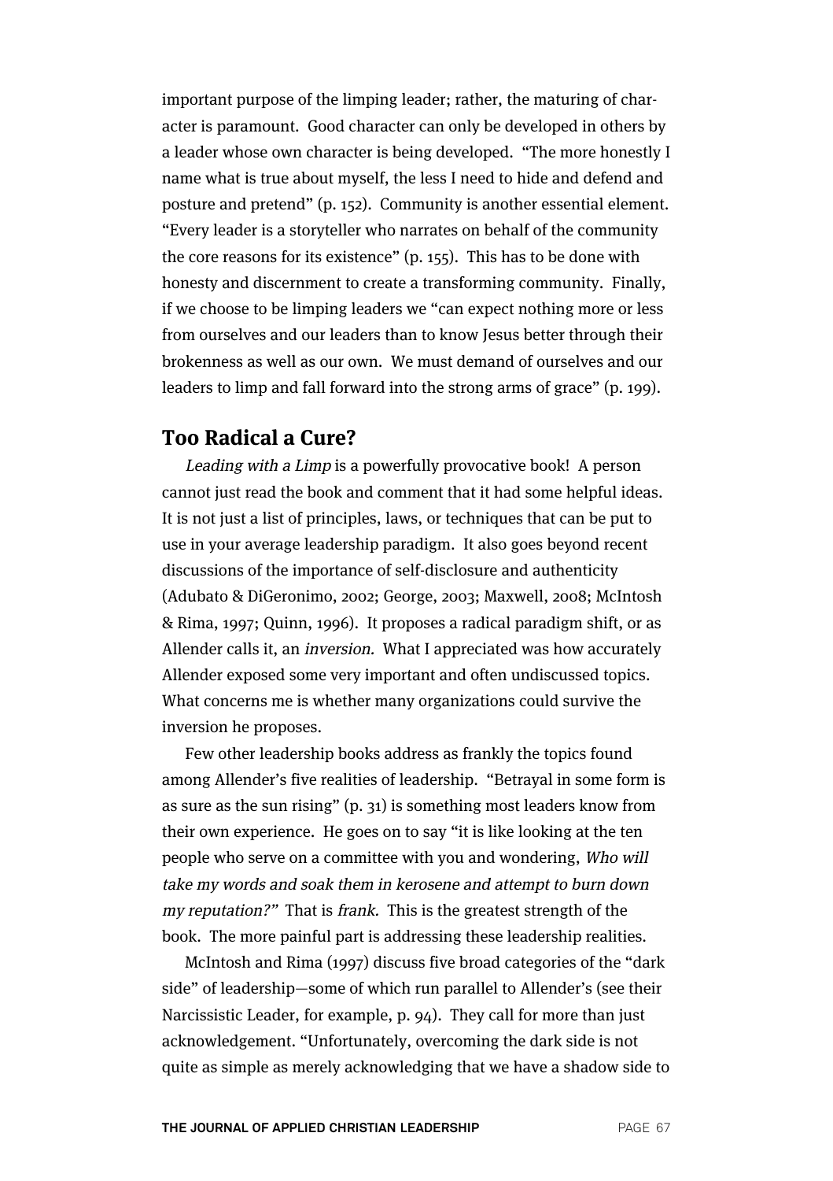important purpose of the limping leader; rather, the maturing of character is paramount. Good character can only be developed in others by a leader whose own character is being developed. "The more honestly I name what is true about myself, the less I need to hide and defend and posture and pretend" (p. 152). Community is another essential element. "Every leader is a storyteller who narrates on behalf of the community the core reasons for its existence" (p. 155). This has to be done with honesty and discernment to create a transforming community. Finally, if we choose to be limping leaders we "can expect nothing more or less from ourselves and our leaders than to know Jesus better through their brokenness as well as our own. We must demand of ourselves and our leaders to limp and fall forward into the strong arms of grace" (p. 199).

## Too Radical a Cure?

*Leading with a Limp* is a powerfully provocative book! A person cannot just read the book and comment that it had some helpful ideas. It is not just a list of principles, laws, or techniques that can be put to use in your average leadership paradigm. It also goes beyond recent discussions of the importance of self-disclosure and authenticity (Adubato & DiGeronimo, 2002; George, 2003; Maxwell, 2008; McIntosh & Rima, 1997; Quinn, 1996). It proposes a radical paradigm shift, or as Allender calls it, an *inversion.* What I appreciated was how accurately Allender exposed some very important and often undiscussed topics. What concerns me is whether many organizations could survive the inversion he proposes.

Few other leadership books address as frankly the topics found among Allender's five realities of leadership. "Betrayal in some form is as sure as the sun rising" (p. 31) is something most leaders know from their own experience. He goes on to say "it is like looking at the ten people who serve on a committee with you and wondering, *Who will take my words and soak them in kerosene and attempt to burn down my reputation?*" That is *frank.* This is the greatest strength of the book. The more painful part is addressing these leadership realities.

McIntosh and Rima (1997) discuss five broad categories of the "dark side" of leadership—some of which run parallel to Allender's (see their Narcissistic Leader, for example, p. 94). They call for more than just acknowledgement. "Unfortunately, overcoming the dark side is not quite as simple as merely acknowledging that we have a shadow side to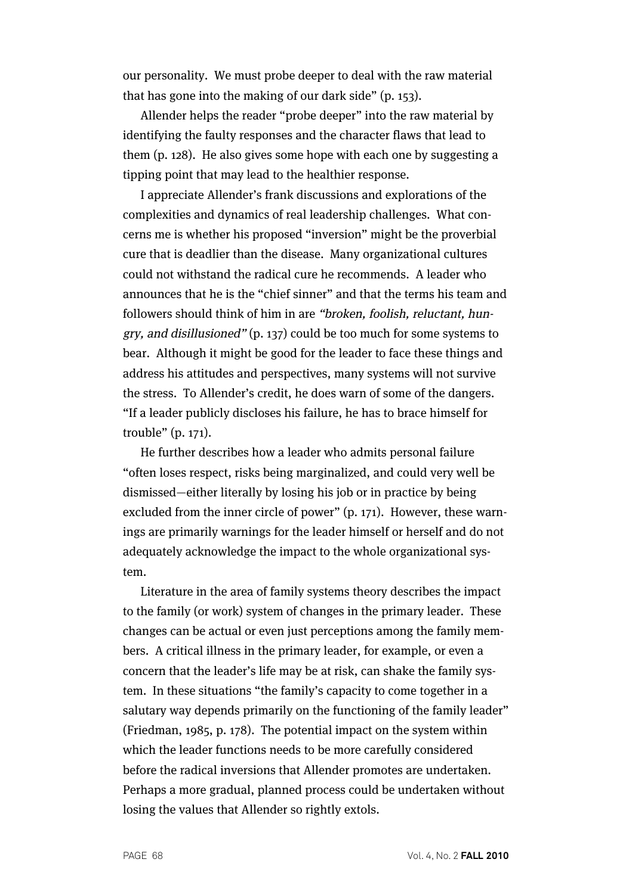our personality. We must probe deeper to deal with the raw material that has gone into the making of our dark side" (p. 153).

Allender helps the reader "probe deeper" into the raw material by identifying the faulty responses and the character flaws that lead to them (p. 128). He also gives some hope with each one by suggesting a tipping point that may lead to the healthier response.

I appreciate Allender's frank discussions and explorations of the complexities and dynamics of real leadership challenges. What concerns me is whether his proposed "inversion" might be the proverbial cure that is deadlier than the disease. Many organizational cultures could not withstand the radical cure he recommends. A leader who announces that he is the "chief sinner" and that the terms his team and followers should think of him in are *"broken, foolish, reluctant, hungry, and disillusioned"* (p. 137) could be too much for some systems to bear. Although it might be good for the leader to face these things and address his attitudes and perspectives, many systems will not survive the stress. To Allender's credit, he does warn of some of the dangers. "If a leader publicly discloses his failure, he has to brace himself for trouble" (p. 171).

He further describes how a leader who admits personal failure "often loses respect, risks being marginalized, and could very well be dismissed—either literally by losing his job or in practice by being excluded from the inner circle of power" (p. 171). However, these warnings are primarily warnings for the leader himself or herself and do not adequately acknowledge the impact to the whole organizational system.

Literature in the area of family systems theory describes the impact to the family (or work) system of changes in the primary leader. These changes can be actual or even just perceptions among the family members. A critical illness in the primary leader, for example, or even a concern that the leader's life may be at risk, can shake the family system. In these situations "the family's capacity to come together in a salutary way depends primarily on the functioning of the family leader" (Friedman, 1985, p. 178). The potential impact on the system within which the leader functions needs to be more carefully considered before the radical inversions that Allender promotes are undertaken. Perhaps a more gradual, planned process could be undertaken without losing the values that Allender so rightly extols.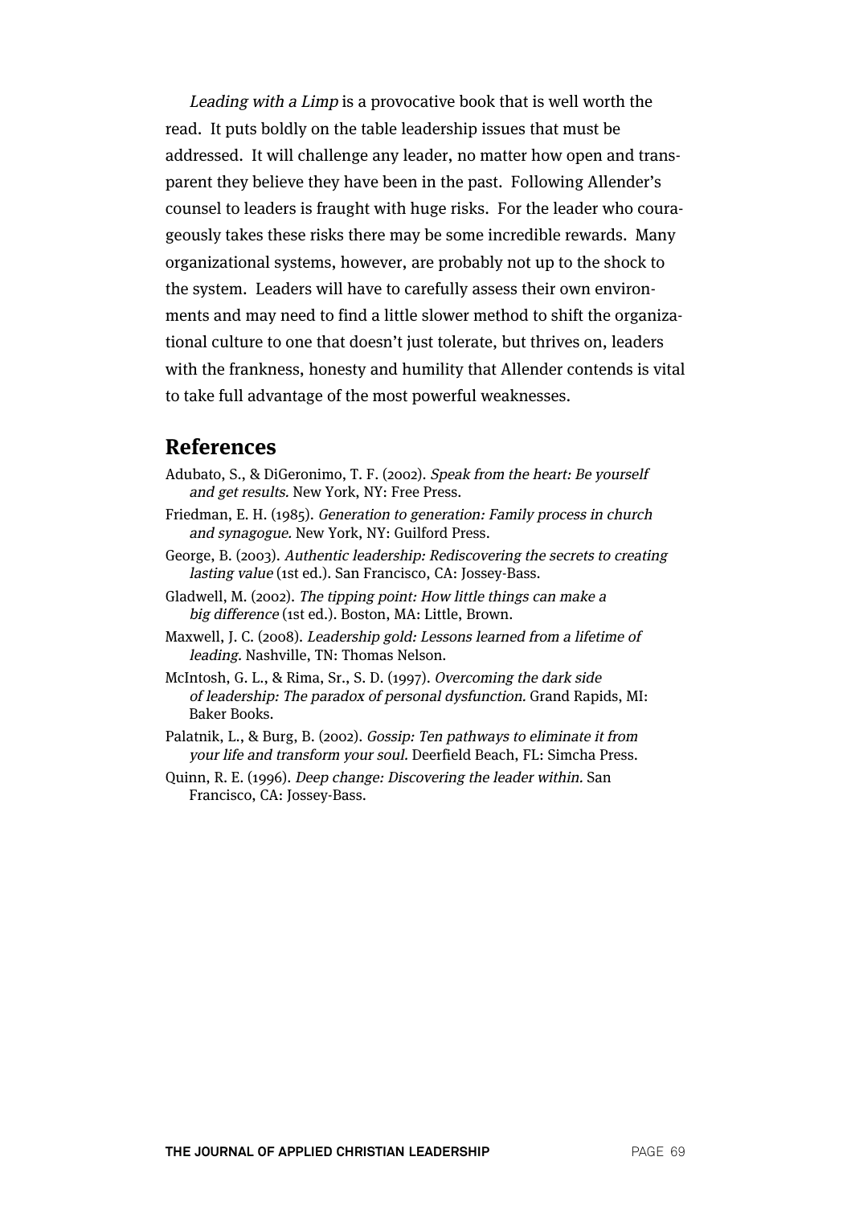*Leading with a Limp* is a provocative book that is well worth the read. It puts boldly on the table leadership issues that must be addressed. It will challenge any leader, no matter how open and transparent they believe they have been in the past. Following Allender's counsel to leaders is fraught with huge risks. For the leader who courageously takes these risks there may be some incredible rewards. Many organizational systems, however, are probably not up to the shock to the system. Leaders will have to carefully assess their own environments and may need to find a little slower method to shift the organizational culture to one that doesn't just tolerate, but thrives on, leaders with the frankness, honesty and humility that Allender contends is vital to take full advantage of the most powerful weaknesses.

## References

Adubato, S., & DiGeronimo, T. F. (2002). *Speak from the heart: Be yourself and get results.* New York, NY: Free Press.

Friedman, E. H. (1985). *Generation to generation: Family process in church and synagogue.* New York, NY: Guilford Press.

George, B. (2003). *Authentic leadership: Rediscovering the secrets to creating lasting value* (1st ed.). San Francisco, CA: Jossey-Bass.

Gladwell, M. (2002). *The tipping point: How little things can make a big difference* (1st ed.). Boston, MA: Little, Brown.

Maxwell, J. C. (2008). *Leadership gold: Lessons learned from a lifetime of leading.* Nashville, TN: Thomas Nelson.

McIntosh, G. L., & Rima, Sr., S. D. (1997). *Overcoming the dark side of leadership: The paradox of personal dysfunction.* Grand Rapids, MI: Baker Books.

Palatnik, L., & Burg, B. (2002). *Gossip: Ten pathways to eliminate it from your life and transform your soul.* Deerfield Beach, FL: Simcha Press.

Quinn, R. E. (1996). *Deep change: Discovering the leader within.* San Francisco, CA: Jossey-Bass.